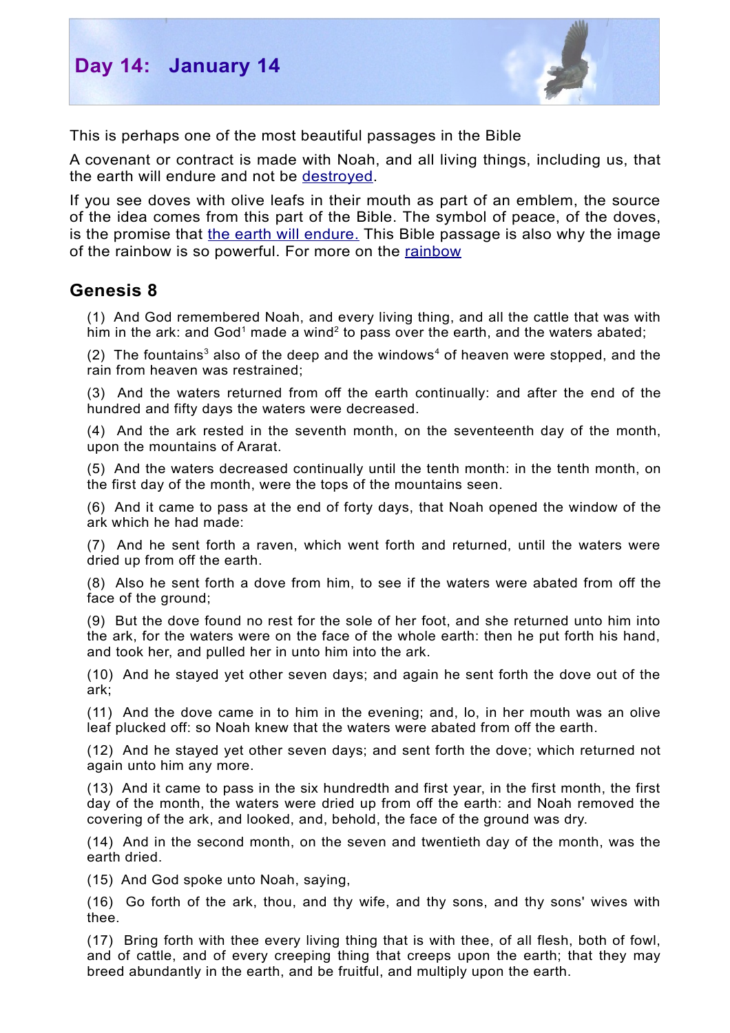# Day 14: January 14

This is perhaps one of the most beautiful passages in the Bible

A covenant or contract is made with Noah, and all living things, including us, that the earth will endure and not be destroyed.

If you see doves with olive leafs in their mouth as part of an emblem, the source of the idea comes from this part of the Bible. The symbol of peace, of the doves, is the promise that the earth will endure. This Bible passage is also why the image of the rainbow is so powerful. For more on the rainbow

## Genesis 8

(1) And God remembered Noah, and every living thing, and all the cattle that was with him in the ark: and God[1] made a wind[2] to pass over the earth, and the waters abated;

(2) The fountains[3] also of the deep and the windows[4] of heaven were stopped, and the rain from heaven was restrained;

(3) And the waters returned from off the earth continually: and after the end of the hundred and fifty days the waters were decreased.

(4) And the ark rested in the seventh month, on the seventeenth day of the month, upon the mountains of Ararat.

(5) And the waters decreased continually until the tenth month: in the tenth month, on the first day of the month, were the tops of the mountains seen.

(6) And it came to pass at the end of forty days, that Noah opened the window of the ark which he had made:

(7) And he sent forth a raven, which went forth and returned, until the waters were dried up from off the earth.

(8) Also he sent forth a dove from him, to see if the waters were abated from off the face of the ground;

(9) But the dove found no rest for the sole of her foot, and she returned unto him into the ark, for the waters were on the face of the whole earth: then he put forth his hand, and took her, and pulled her in unto him into the ark.

(10) And he stayed yet other seven days; and again he sent forth the dove out of the ark;

(11) And the dove came in to him in the evening; and, lo, in her mouth was an olive leaf plucked off: so Noah knew that the waters were abated from off the earth.

(12) And he stayed yet other seven days; and sent forth the dove; which returned not again unto him any more.

(13) And it came to pass in the six hundredth and first year, in the first month, the first day of the month, the waters were dried up from off the earth: and Noah removed the covering of the ark, and looked, and, behold, the face of the ground was dry.

(14) And in the second month, on the seven and twentieth day of the month, was the earth dried.

(15) And God spoke unto Noah, saying,

(16) Go forth of the ark, thou, and thy wife, and thy sons, and thy sons' wives with thee.

(17) Bring forth with thee every living thing that is with thee, of all flesh, both of fowl, and of cattle, and of every creeping thing that creeps upon the earth; that they may breed abundantly in the earth, and be fruitful, and multiply upon the earth.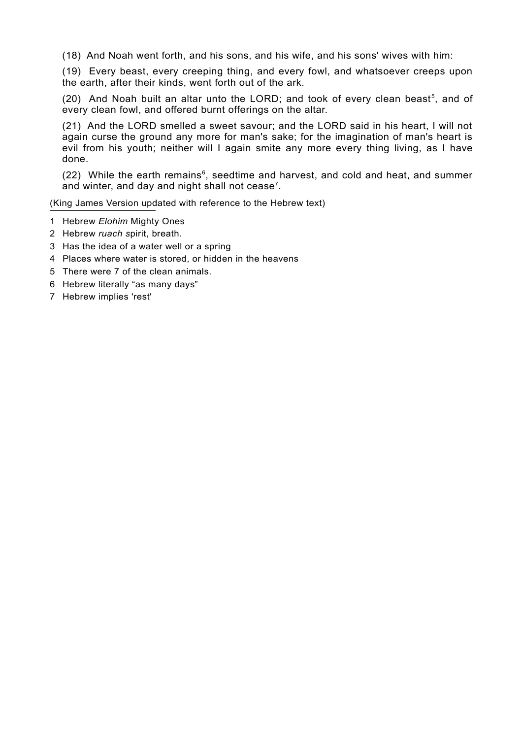(18) And Noah went forth, and his sons, and his wife, and his sons' wives with him:

(19) Every beast, every creeping thing, and every fowl, and whatsoever creeps upon the earth, after their kinds, went forth out of the ark.

(20) And Noah built an altar unto the LORD; and took of every clean beast[5], and of every clean fowl, and offered burnt offerings on the altar.

(21) And the LORD smelled a sweet savour; and the LORD said in his heart, I will not again curse the ground any more for man's sake; for the imagination of man's heart is evil from his youth; neither will I again smite any more every thing living, as I have done.

(22) While the earth remains[6], seedtime and harvest, and cold and heat, and summer and winter, and day and night shall not cease[7].

(King James Version updated with reference to the Hebrew text)

---

1 Hebrew *Elohim* Mighty Ones

2 Hebrew *ruach s*pirit, breath.

3 Has the idea of a water well or a spring

4 Places where water is stored, or hidden in the heavens

5 There were 7 of the clean animals.

6 Hebrew literally "as many days"

7 Hebrew implies 'rest'